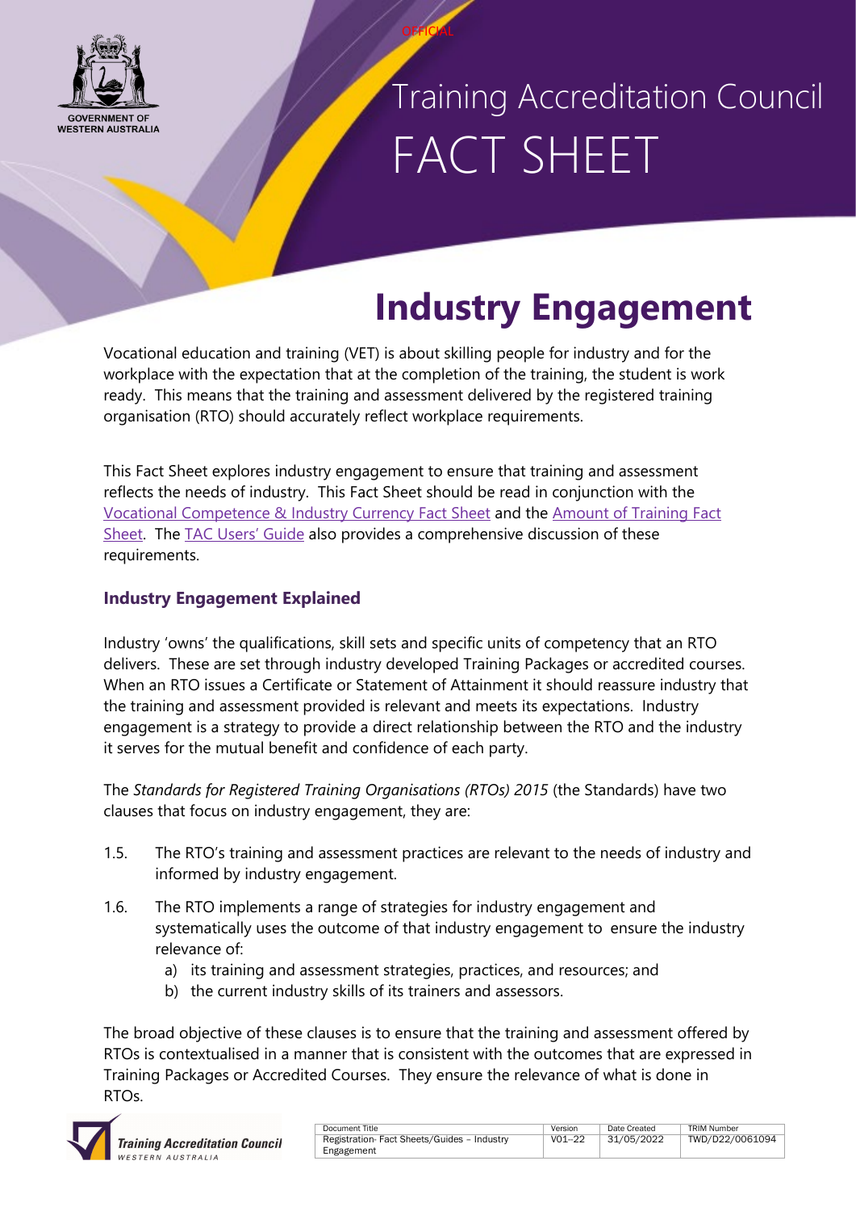# Training Accreditation Council FACT SHEET

# Industry Engagement

Vocational education and training (VET) is about skilling people for industry and for the workplace with the expectation that at the completion of the training, the student is work ready. This means that the training and assessment delivered by the registered training organisation (RTO) should accurately reflect workplace requirements.

This Fact Sheet explores industry engagement to ensure that training and assessment reflects the needs of industry. This Fact Sheet should be read in conjunction with the Vocational Competence & Industry Currency Fact Sheet and the Amount of Training Fact Sheet. The TAC Users' Guide also provides a comprehensive discussion of these requirements.

## Industry Engagement Explained

Industry 'owns' the qualifications, skill sets and specific units of competency that an RTO delivers. These are set through industry developed Training Packages or accredited courses. When an RTO issues a Certificate or Statement of Attainment it should reassure industry that the training and assessment provided is relevant and meets its expectations. Industry engagement is a strategy to provide a direct relationship between the RTO and the industry it serves for the mutual benefit and confidence of each party.

The *Standards for Registered Training Organisations (RTOs) 2015* (the Standards) have two clauses that focus on industry engagement, they are:

1.5. The RTO's training and assessment practices are relevant to the needs of industry and informed by industry engagement.

1.6. The RTO implements a range of strategies for industry engagement and systematically uses the outcome of that industry engagement to ensure the industry relevance of:
   a) its training and assessment strategies, practices, and resources; and
   b) the current industry skills of its trainers and assessors.

The broad objective of these clauses is to ensure that the training and assessment offered by RTOs is contextualised in a manner that is consistent with the outcomes that are expressed in Training Packages or Accredited Courses. They ensure the relevance of what is done in RTOs.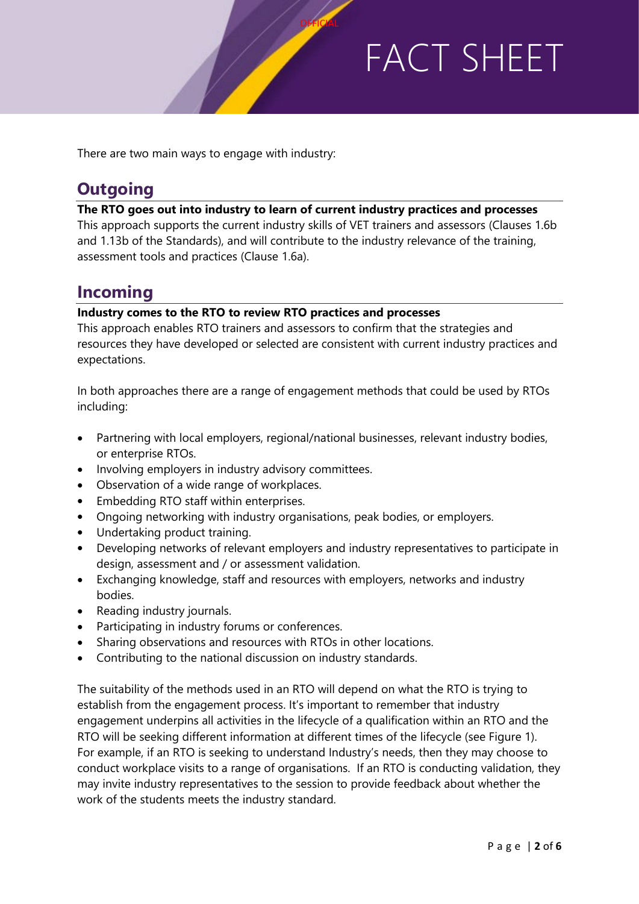There are two main ways to engage with industry:

## Outgoing

**The RTO goes out into industry to learn of current industry practices and processes**
This approach supports the current industry skills of VET trainers and assessors (Clauses 1.6b and 1.13b of the Standards), and will contribute to the industry relevance of the training, assessment tools and practices (Clause 1.6a).

## Incoming

**Industry comes to the RTO to review RTO practices and processes**
This approach enables RTO trainers and assessors to confirm that the strategies and resources they have developed or selected are consistent with current industry practices and expectations.

In both approaches there are a range of engagement methods that could be used by RTOs including:

- Partnering with local employers, regional/national businesses, relevant industry bodies, or enterprise RTOs.
- Involving employers in industry advisory committees.
- Observation of a wide range of workplaces.
- Embedding RTO staff within enterprises.
- Ongoing networking with industry organisations, peak bodies, or employers.
- Undertaking product training.
- Developing networks of relevant employers and industry representatives to participate in design, assessment and / or assessment validation.
- Exchanging knowledge, staff and resources with employers, networks and industry bodies.
- Reading industry journals.
- Participating in industry forums or conferences.
- Sharing observations and resources with RTOs in other locations.
- Contributing to the national discussion on industry standards.

The suitability of the methods used in an RTO will depend on what the RTO is trying to establish from the engagement process. It's important to remember that industry engagement underpins all activities in the lifecycle of a qualification within an RTO and the RTO will be seeking different information at different times of the lifecycle (see Figure 1). For example, if an RTO is seeking to understand Industry's needs, then they may choose to conduct workplace visits to a range of organisations. If an RTO is conducting validation, they may invite industry representatives to the session to provide feedback about whether the work of the students meets the industry standard.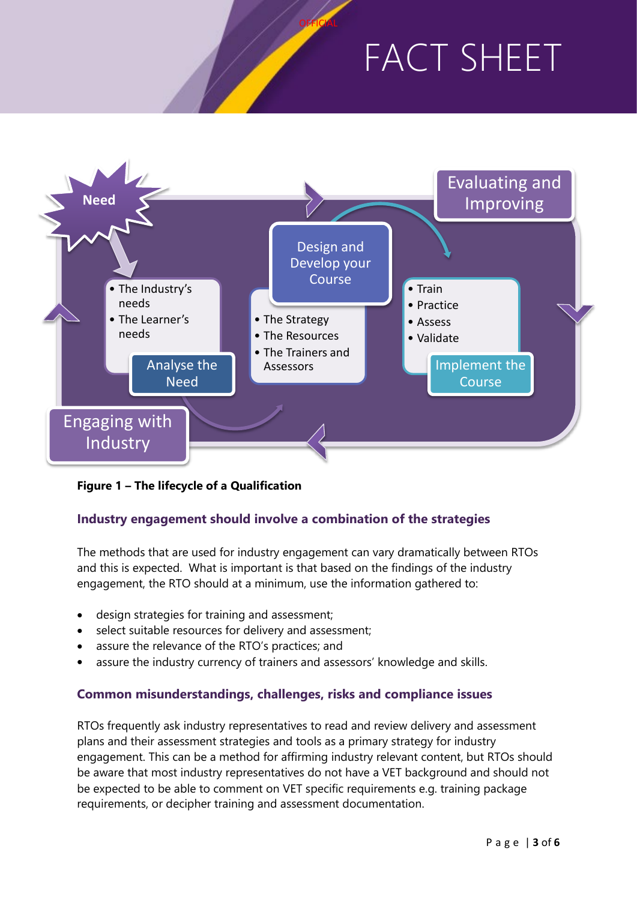Need

- The Industry's needs
- The Learner's needs

Analyse the Need

Design and Develop your Course

- The Strategy
- The Resources
- The Trainers and Assessors

Evaluating and Improving

- Train
- Practice
- Assess
- Validate

Implement the Course

Engaging with Industry

**Figure 1 – The lifecycle of a Qualification**

## Industry engagement should involve a combination of the strategies

The methods that are used for industry engagement can vary dramatically between RTOs and this is expected. What is important is that based on the findings of the industry engagement, the RTO should at a minimum, use the information gathered to:

- design strategies for training and assessment;
- select suitable resources for delivery and assessment;
- assure the relevance of the RTO's practices; and
- assure the industry currency of trainers and assessors' knowledge and skills.

## Common misunderstandings, challenges, risks and compliance issues

RTOs frequently ask industry representatives to read and review delivery and assessment plans and their assessment strategies and tools as a primary strategy for industry engagement. This can be a method for affirming industry relevant content, but RTOs should be aware that most industry representatives do not have a VET background and should not be expected to be able to comment on VET specific requirements e.g. training package requirements, or decipher training and assessment documentation.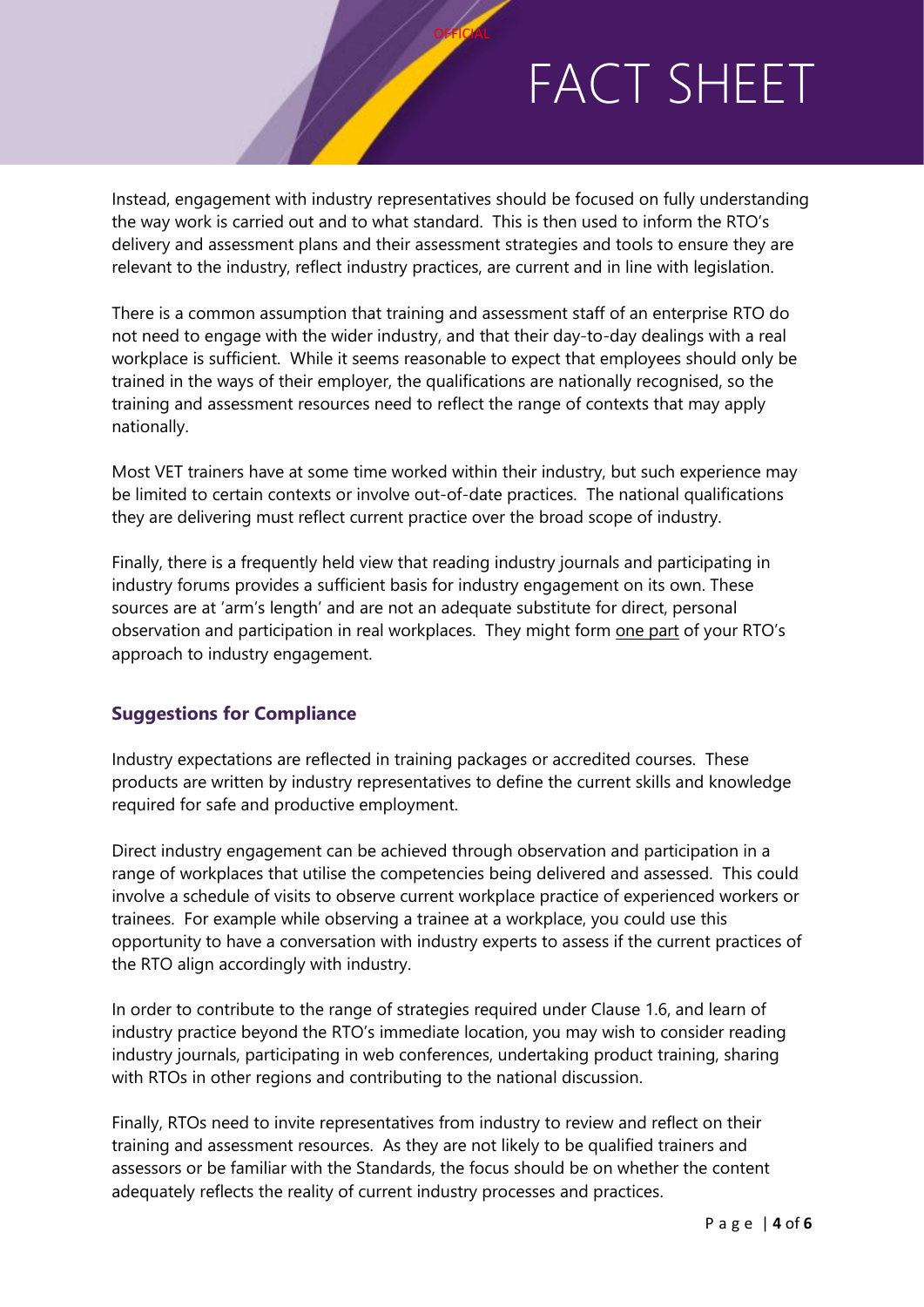Instead, engagement with industry representatives should be focused on fully understanding the way work is carried out and to what standard. This is then used to inform the RTO's delivery and assessment plans and their assessment strategies and tools to ensure they are relevant to the industry, reflect industry practices, are current and in line with legislation.

There is a common assumption that training and assessment staff of an enterprise RTO do not need to engage with the wider industry, and that their day-to-day dealings with a real workplace is sufficient. While it seems reasonable to expect that employees should only be trained in the ways of their employer, the qualifications are nationally recognised, so the training and assessment resources need to reflect the range of contexts that may apply nationally.

Most VET trainers have at some time worked within their industry, but such experience may be limited to certain contexts or involve out-of-date practices. The national qualifications they are delivering must reflect current practice over the broad scope of industry.

Finally, there is a frequently held view that reading industry journals and participating in industry forums provides a sufficient basis for industry engagement on its own. These sources are at 'arm's length' and are not an adequate substitute for direct, personal observation and participation in real workplaces. They might form <u>one part</u> of your RTO's approach to industry engagement.

### Suggestions for Compliance

Industry expectations are reflected in training packages or accredited courses. These products are written by industry representatives to define the current skills and knowledge required for safe and productive employment.

Direct industry engagement can be achieved through observation and participation in a range of workplaces that utilise the competencies being delivered and assessed. This could involve a schedule of visits to observe current workplace practice of experienced workers or trainees. For example while observing a trainee at a workplace, you could use this opportunity to have a conversation with industry experts to assess if the current practices of the RTO align accordingly with industry.

In order to contribute to the range of strategies required under Clause 1.6, and learn of industry practice beyond the RTO's immediate location, you may wish to consider reading industry journals, participating in web conferences, undertaking product training, sharing with RTOs in other regions and contributing to the national discussion.

Finally, RTOs need to invite representatives from industry to review and reflect on their training and assessment resources. As they are not likely to be qualified trainers and assessors or be familiar with the Standards, the focus should be on whether the content adequately reflects the reality of current industry processes and practices.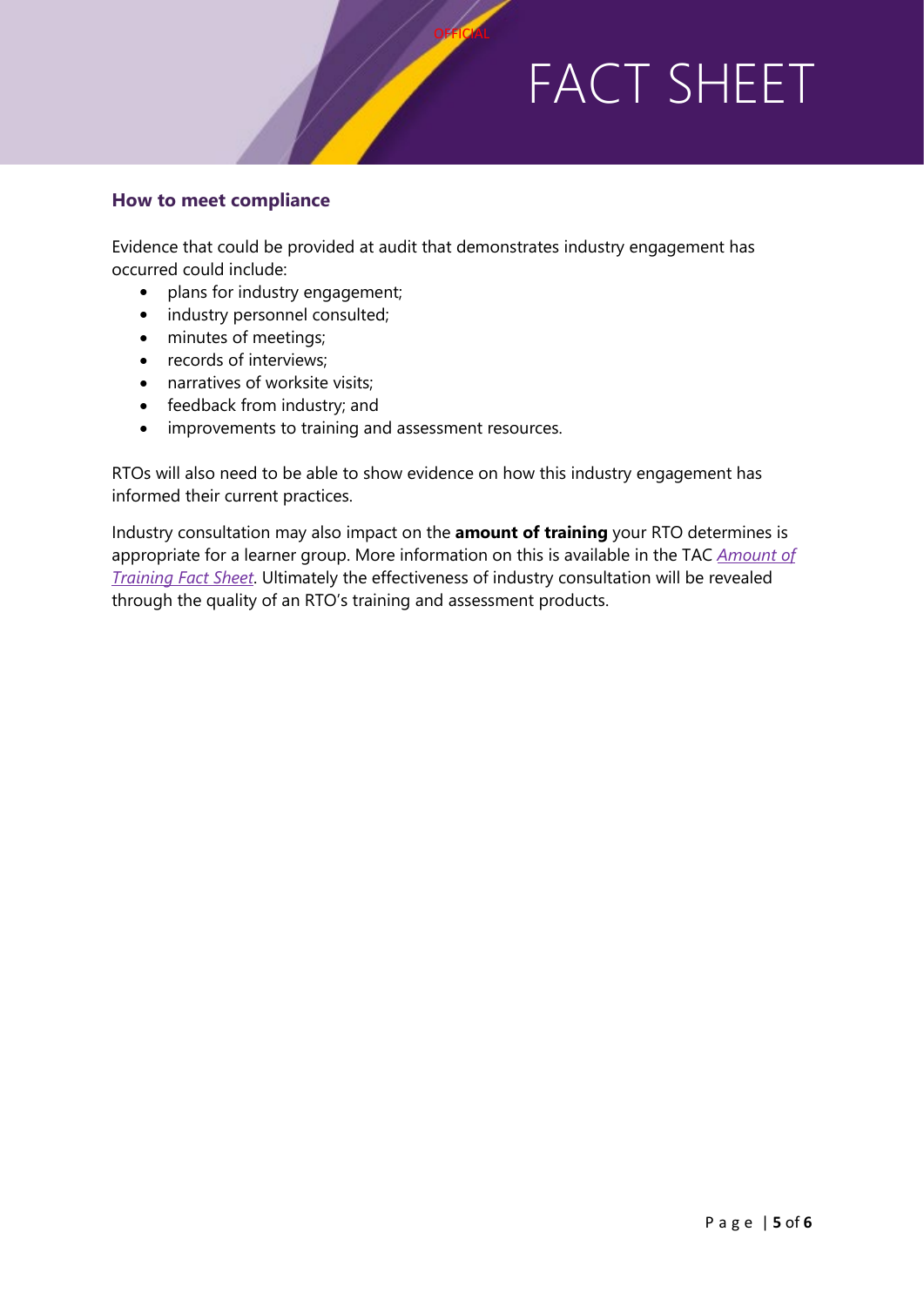### How to meet compliance

Evidence that could be provided at audit that demonstrates industry engagement has occurred could include:

- plans for industry engagement;
- industry personnel consulted;
- minutes of meetings;
- records of interviews;
- narratives of worksite visits;
- feedback from industry; and
- improvements to training and assessment resources.

RTOs will also need to be able to show evidence on how this industry engagement has informed their current practices.

Industry consultation may also impact on the **amount of training** your RTO determines is appropriate for a learner group. More information on this is available in the TAC *Amount of Training Fact Sheet*. Ultimately the effectiveness of industry consultation will be revealed through the quality of an RTO's training and assessment products.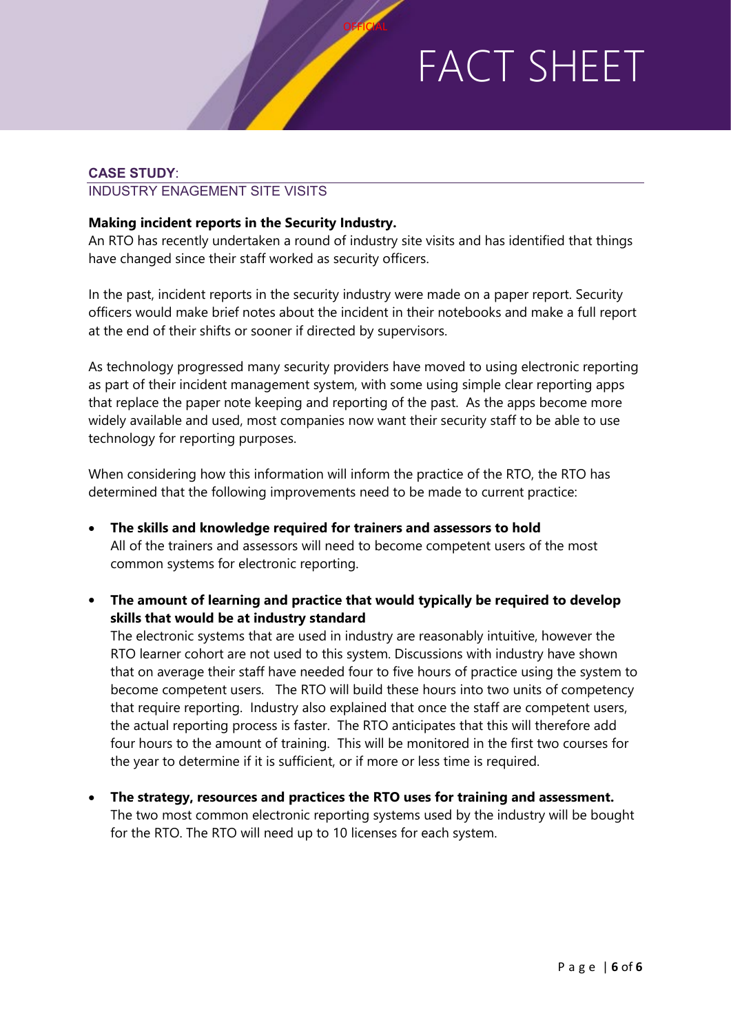# FACT SHEET

**CASE STUDY**:
INDUSTRY ENAGEMENT SITE VISITS

**Making incident reports in the Security Industry.**
An RTO has recently undertaken a round of industry site visits and has identified that things have changed since their staff worked as security officers.

In the past, incident reports in the security industry were made on a paper report. Security officers would make brief notes about the incident in their notebooks and make a full report at the end of their shifts or sooner if directed by supervisors.

As technology progressed many security providers have moved to using electronic reporting as part of their incident management system, with some using simple clear reporting apps that replace the paper note keeping and reporting of the past. As the apps become more widely available and used, most companies now want their security staff to be able to use technology for reporting purposes.

When considering how this information will inform the practice of the RTO, the RTO has determined that the following improvements need to be made to current practice:

- **The skills and knowledge required for trainers and assessors to hold**
  All of the trainers and assessors will need to become competent users of the most common systems for electronic reporting.

- **The amount of learning and practice that would typically be required to develop skills that would be at industry standard**
  The electronic systems that are used in industry are reasonably intuitive, however the RTO learner cohort are not used to this system. Discussions with industry have shown that on average their staff have needed four to five hours of practice using the system to become competent users. The RTO will build these hours into two units of competency that require reporting. Industry also explained that once the staff are competent users, the actual reporting process is faster. The RTO anticipates that this will therefore add four hours to the amount of training. This will be monitored in the first two courses for the year to determine if it is sufficient, or if more or less time is required.

- **The strategy, resources and practices the RTO uses for training and assessment.**
  The two most common electronic reporting systems used by the industry will be bought for the RTO. The RTO will need up to 10 licenses for each system.